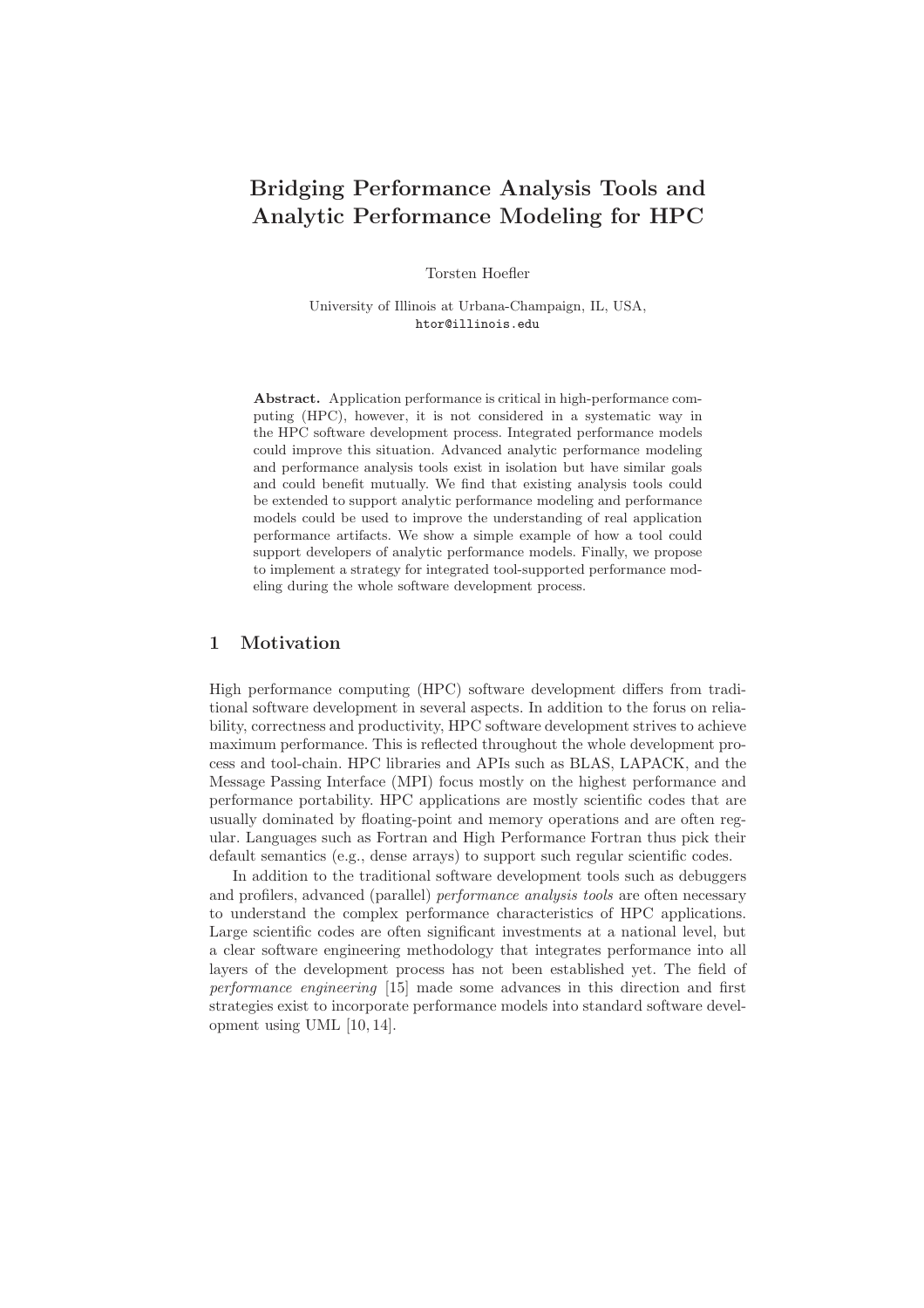# Bridging Performance Analysis Tools and Analytic Performance Modeling for HPC

Torsten Hoefler

University of Illinois at Urbana-Champaign, IL, USA,
htor@illinois.edu

**Abstract.** Application performance is critical in high-performance computing (HPC), however, it is not considered in a systematic way in the HPC software development process. Integrated performance models could improve this situation. Advanced analytic performance modeling and performance analysis tools exist in isolation but have similar goals and could benefit mutually. We find that existing analysis tools could be extended to support analytic performance modeling and performance models could be used to improve the understanding of real application performance artifacts. We show a simple example of how a tool could support developers of analytic performance models. Finally, we propose to implement a strategy for integrated tool-supported performance modeling during the whole software development process.

## 1 Motivation

High performance computing (HPC) software development differs from traditional software development in several aspects. In addition to the forus on reliability, correctness and productivity, HPC software development strives to achieve maximum performance. This is reflected throughout the whole development process and tool-chain. HPC libraries and APIs such as BLAS, LAPACK, and the Message Passing Interface (MPI) focus mostly on the highest performance and performance portability. HPC applications are mostly scientific codes that are usually dominated by floating-point and memory operations and are often regular. Languages such as Fortran and High Performance Fortran thus pick their default semantics (e.g., dense arrays) to support such regular scientific codes.

In addition to the traditional software development tools such as debuggers and profilers, advanced (parallel) *performance analysis tools* are often necessary to understand the complex performance characteristics of HPC applications. Large scientific codes are often significant investments at a national level, but a clear software engineering methodology that integrates performance into all layers of the development process has not been established yet. The field of *performance engineering* [15] made some advances in this direction and first strategies exist to incorporate performance models into standard software development using UML [10, 14].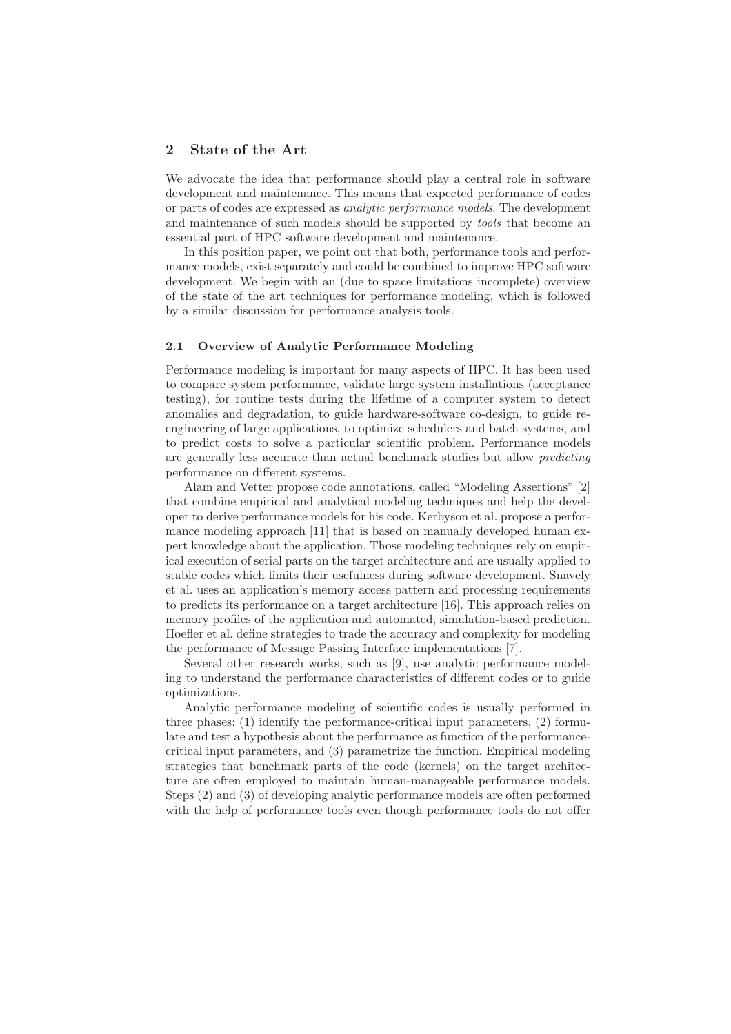## 2 State of the Art

We advocate the idea that performance should play a central role in software development and maintenance. This means that expected performance of codes or parts of codes are expressed as *analytic performance models*. The development and maintenance of such models should be supported by *tools* that become an essential part of HPC software development and maintenance.

In this position paper, we point out that both, performance tools and performance models, exist separately and could be combined to improve HPC software development. We begin with an (due to space limitations incomplete) overview of the state of the art techniques for performance modeling, which is followed by a similar discussion for performance analysis tools.

### 2.1 Overview of Analytic Performance Modeling

Performance modeling is important for many aspects of HPC. It has been used to compare system performance, validate large system installations (acceptance testing), for routine tests during the lifetime of a computer system to detect anomalies and degradation, to guide hardware-software co-design, to guide re-engineering of large applications, to optimize schedulers and batch systems, and to predict costs to solve a particular scientific problem. Performance models are generally less accurate than actual benchmark studies but allow *predicting* performance on different systems.

Alam and Vetter propose code annotations, called "Modeling Assertions" [2] that combine empirical and analytical modeling techniques and help the developer to derive performance models for his code. Kerbyson et al. propose a performance modeling approach [11] that is based on manually developed human expert knowledge about the application. Those modeling techniques rely on empirical execution of serial parts on the target architecture and are usually applied to stable codes which limits their usefulness during software development. Snavely et al. uses an application's memory access pattern and processing requirements to predicts its performance on a target architecture [16]. This approach relies on memory profiles of the application and automated, simulation-based prediction. Hoefler et al. define strategies to trade the accuracy and complexity for modeling the performance of Message Passing Interface implementations [7].

Several other research works, such as [9], use analytic performance modeling to understand the performance characteristics of different codes or to guide optimizations.

Analytic performance modeling of scientific codes is usually performed in three phases: (1) identify the performance-critical input parameters, (2) formulate and test a hypothesis about the performance as function of the performance-critical input parameters, and (3) parametrize the function. Empirical modeling strategies that benchmark parts of the code (kernels) on the target architecture are often employed to maintain human-manageable performance models. Steps (2) and (3) of developing analytic performance models are often performed with the help of performance tools even though performance tools do not offer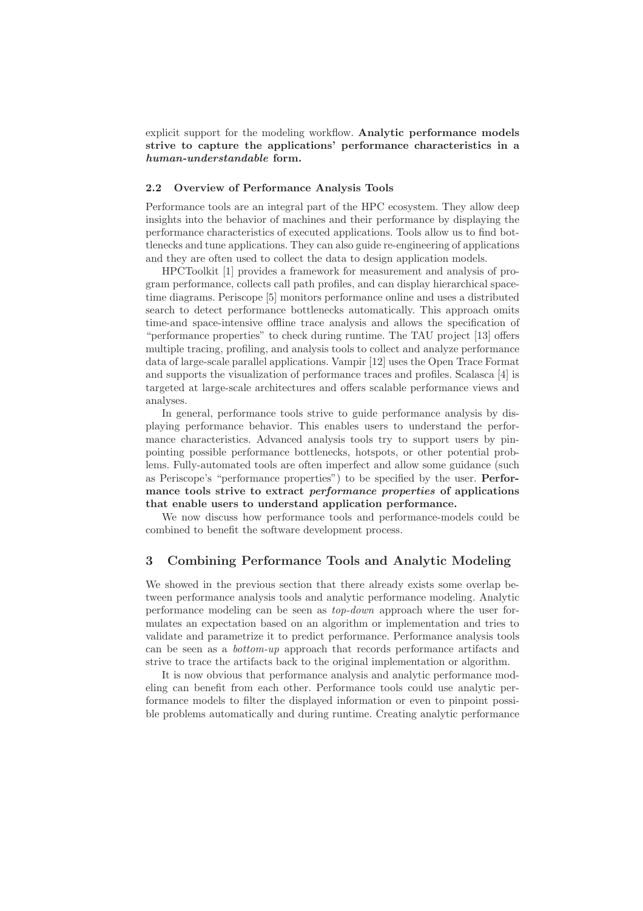explicit support for the modeling workflow. **Analytic performance models strive to capture the applications' performance characteristics in a *human-understandable* form.**

### 2.2 Overview of Performance Analysis Tools

Performance tools are an integral part of the HPC ecosystem. They allow deep insights into the behavior of machines and their performance by displaying the performance characteristics of executed applications. Tools allow us to find bottlenecks and tune applications. They can also guide re-engineering of applications and they are often used to collect the data to design application models.

HPCToolkit [1] provides a framework for measurement and analysis of program performance, collects call path profiles, and can display hierarchical space-time diagrams. Periscope [5] monitors performance online and uses a distributed search to detect performance bottlenecks automatically. This approach omits time-and space-intensive offline trace analysis and allows the specification of "performance properties" to check during runtime. The TAU project [13] offers multiple tracing, profiling, and analysis tools to collect and analyze performance data of large-scale parallel applications. Vampir [12] uses the Open Trace Format and supports the visualization of performance traces and profiles. Scalasca [4] is targeted at large-scale architectures and offers scalable performance views and analyses.

In general, performance tools strive to guide performance analysis by displaying performance behavior. This enables users to understand the performance characteristics. Advanced analysis tools try to support users by pinpointing possible performance bottlenecks, hotspots, or other potential problems. Fully-automated tools are often imperfect and allow some guidance (such as Periscope's "performance properties") to be specified by the user. **Performance tools strive to extract *performance properties* of applications that enable users to understand application performance.**

We now discuss how performance tools and performance-models could be combined to benefit the software development process.

## 3 Combining Performance Tools and Analytic Modeling

We showed in the previous section that there already exists some overlap between performance analysis tools and analytic performance modeling. Analytic performance modeling can be seen as *top-down* approach where the user formulates an expectation based on an algorithm or implementation and tries to validate and parametrize it to predict performance. Performance analysis tools can be seen as a *bottom-up* approach that records performance artifacts and strive to trace the artifacts back to the original implementation or algorithm.

It is now obvious that performance analysis and analytic performance modeling can benefit from each other. Performance tools could use analytic performance models to filter the displayed information or even to pinpoint possible problems automatically and during runtime. Creating analytic performance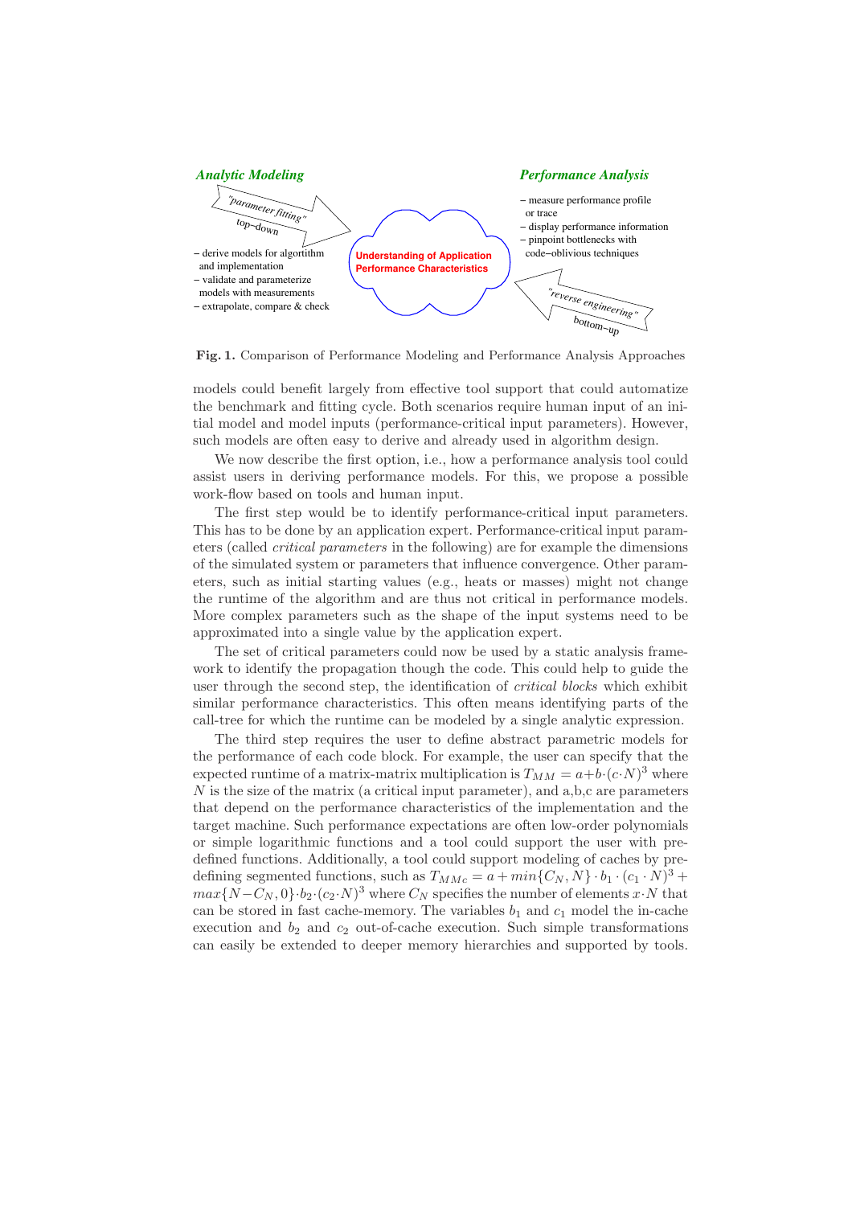Analytic Modeling

"parameter fitting"

top−down

– derive models for algortithm and implementation
– validate and parameterize models with measurements
– extrapolate, compare & check

Understanding of Application Performance Characteristics

Performance Analysis

– measure performance profile or trace
– display performance information
– pinpoint bottlenecks with code−oblivious techniques

"reverse engineering"

bottom−up

**Fig. 1.** Comparison of Performance Modeling and Performance Analysis Approaches

models could benefit largely from effective tool support that could automatize the benchmark and fitting cycle. Both scenarios require human input of an initial model and model inputs (performance-critical input parameters). However, such models are often easy to derive and already used in algorithm design.

We now describe the first option, i.e., how a performance analysis tool could assist users in deriving performance models. For this, we propose a possible work-flow based on tools and human input.

The first step would be to identify performance-critical input parameters. This has to be done by an application expert. Performance-critical input parameters (called *critical parameters* in the following) are for example the dimensions of the simulated system or parameters that influence convergence. Other parameters, such as initial starting values (e.g., heats or masses) might not change the runtime of the algorithm and are thus not critical in performance models. More complex parameters such as the shape of the input systems need to be approximated into a single value by the application expert.

The set of critical parameters could now be used by a static analysis framework to identify the propagation though the code. This could help to guide the user through the second step, the identification of *critical blocks* which exhibit similar performance characteristics. This often means identifying parts of the call-tree for which the runtime can be modeled by a single analytic expression.

The third step requires the user to define abstract parametric models for the performance of each code block. For example, the user can specify that the expected runtime of a matrix-matrix multiplication is $T_{MM} = a + b \cdot (c \cdot N)^3$ where $N$ is the size of the matrix (a critical input parameter), and a,b,c are parameters that depend on the performance characteristics of the implementation and the target machine. Such performance expectations are often low-order polynomials or simple logarithmic functions and a tool could support the user with predefined functions. Additionally, a tool could support modeling of caches by predefining segmented functions, such as $T_{MMc} = a + min\{C_N, N\} \cdot b_1 \cdot (c_1 \cdot N)^3 + max\{N - C_N, 0\} \cdot b_2 \cdot (c_2 \cdot N)^3$ where $C_N$ specifies the number of elements $x \cdot N$ that can be stored in fast cache-memory. The variables $b_1$ and $c_1$ model the in-cache execution and $b_2$ and $c_2$ out-of-cache execution. Such simple transformations can easily be extended to deeper memory hierarchies and supported by tools.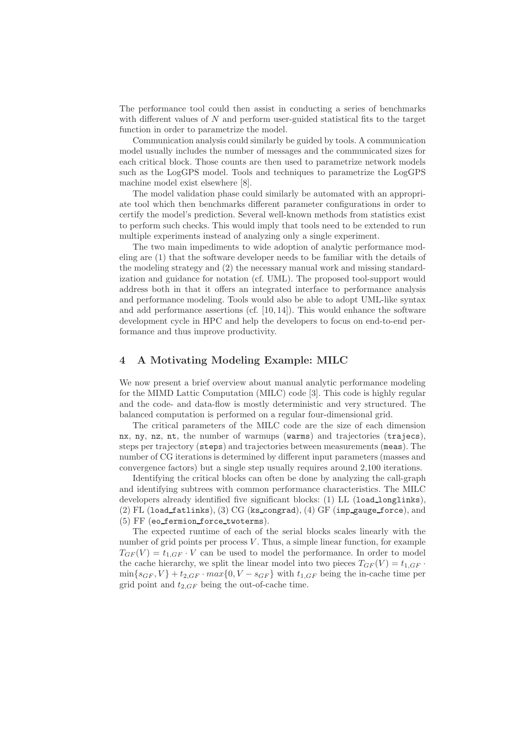The performance tool could then assist in conducting a series of benchmarks with different values of $N$ and perform user-guided statistical fits to the target function in order to parametrize the model.

Communication analysis could similarly be guided by tools. A communication model usually includes the number of messages and the communicated sizes for each critical block. Those counts are then used to parametrize network models such as the LogGPS model. Tools and techniques to parametrize the LogGPS machine model exist elsewhere [8].

The model validation phase could similarly be automated with an appropriate tool which then benchmarks different parameter configurations in order to certify the model's prediction. Several well-known methods from statistics exist to perform such checks. This would imply that tools need to be extended to run multiple experiments instead of analyzing only a single experiment.

The two main impediments to wide adoption of analytic performance modeling are (1) that the software developer needs to be familiar with the details of the modeling strategy and (2) the necessary manual work and missing standardization and guidance for notation (cf. UML). The proposed tool-support would address both in that it offers an integrated interface to performance analysis and performance modeling. Tools would also be able to adopt UML-like syntax and add performance assertions (cf. [10, 14]). This would enhance the software development cycle in HPC and help the developers to focus on end-to-end performance and thus improve productivity.

## 4 A Motivating Modeling Example: MILC

We now present a brief overview about manual analytic performance modeling for the MIMD Lattic Computation (MILC) code [3]. This code is highly regular and the code- and data-flow is mostly deterministic and very structured. The balanced computation is performed on a regular four-dimensional grid.

The critical parameters of the MILC code are the size of each dimension `nx`, `ny`, `nz`, `nt`, the number of warmups (`warms`) and trajectories (`trajecs`), steps per trajectory (`steps`) and trajectories between measurements (`meas`). The number of CG iterations is determined by different input parameters (masses and convergence factors) but a single step usually requires around 2,100 iterations.

Identifying the critical blocks can often be done by analyzing the call-graph and identifying subtrees with common performance characteristics. The MILC developers already identified five significant blocks: (1) LL (`load_longlinks`), (2) FL (`load_fatlinks`), (3) CG (`ks_congrad`), (4) GF (`imp_gauge_force`), and (5) FF (`eo_fermion_force_twoterms`).

The expected runtime of each of the serial blocks scales linearly with the number of grid points per process $V$. Thus, a simple linear function, for example $T_{GF}(V) = t_{1,GF} \cdot V$ can be used to model the performance. In order to model the cache hierarchy, we split the linear model into two pieces $T_{GF}(V) = t_{1,GF} \cdot \min\{s_{GF}, V\} + t_{2,GF} \cdot max\{0, V - s_{GF}\}$ with $t_{1,GF}$ being the in-cache time per grid point and $t_{2,GF}$ being the out-of-cache time.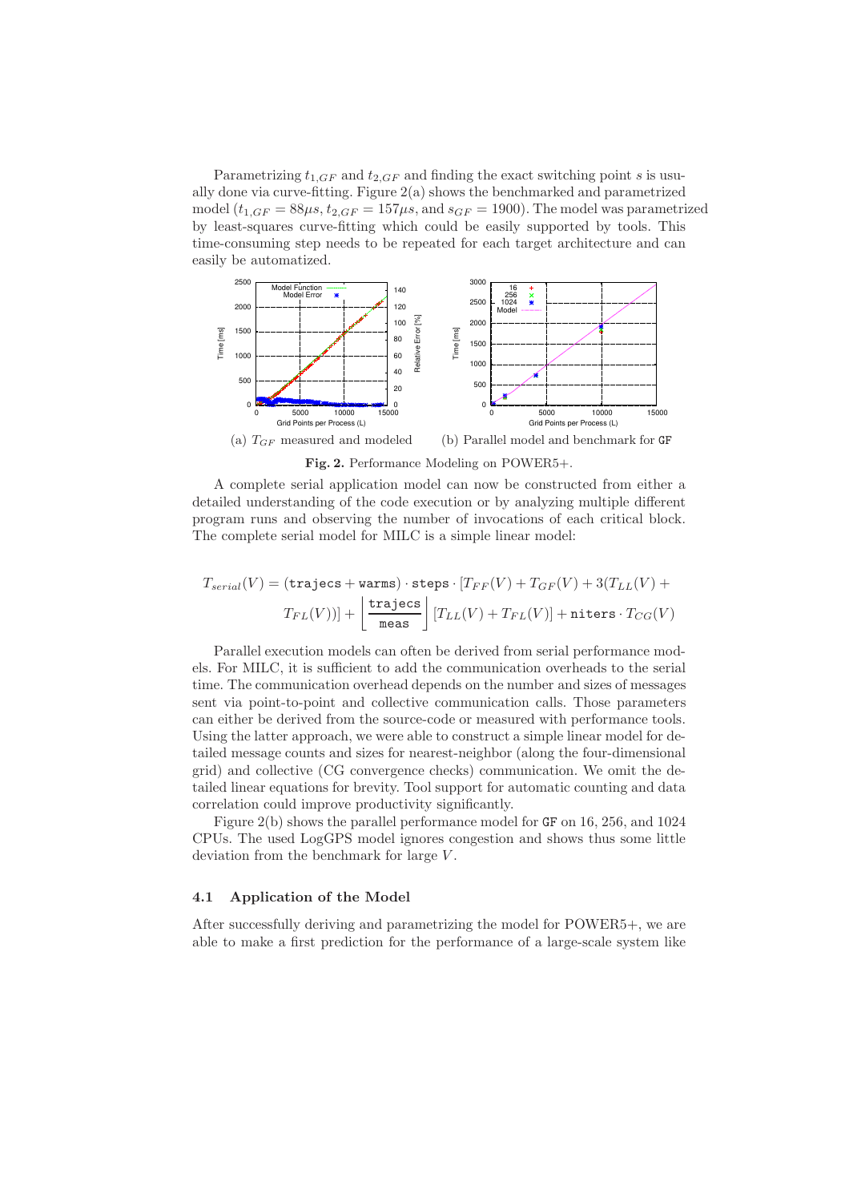Parametrizing $t_{1,GF}$ and $t_{2,GF}$ and finding the exact switching point $s$ is usually done via curve-fitting. Figure 2(a) shows the benchmarked and parametrized model ($t_{1,GF} = 88\mu s$, $t_{2,GF} = 157\mu s$, and $s_{GF} = 1900$). The model was parametrized by least-squares curve-fitting which could be easily supported by tools. This time-consuming step needs to be repeated for each target architecture and can easily be automatized.

(a) $T_{GF}$ measured and modeled (b) Parallel model and benchmark for `GF`

**Fig. 2.** Performance Modeling on POWER5+.

A complete serial application model can now be constructed from either a detailed understanding of the code execution or by analyzing multiple different program runs and observing the number of invocations of each critical block. The complete serial model for MILC is a simple linear model:

$$T_{serial}(V) = (\texttt{trajecs} + \texttt{warms}) \cdot \texttt{steps} \cdot [T_{FF}(V) + T_{GF}(V) + 3(T_{LL}(V) + T_{FL}(V))] + \left\lfloor \frac{\texttt{trajecs}}{\texttt{meas}} \right\rfloor [T_{LL}(V) + T_{FL}(V)] + \texttt{niters} \cdot T_{CG}(V)$$

Parallel execution models can often be derived from serial performance models. For MILC, it is sufficient to add the communication overheads to the serial time. The communication overhead depends on the number and sizes of messages sent via point-to-point and collective communication calls. Those parameters can either be derived from the source-code or measured with performance tools. Using the latter approach, we were able to construct a simple linear model for detailed message counts and sizes for nearest-neighbor (along the four-dimensional grid) and collective (CG convergence checks) communication. We omit the detailed linear equations for brevity. Tool support for automatic counting and data correlation could improve productivity significantly.

Figure 2(b) shows the parallel performance model for `GF` on 16, 256, and 1024 CPUs. The used LogGPS model ignores congestion and shows thus some little deviation from the benchmark for large $V$.

### 4.1 Application of the Model

After successfully deriving and parametrizing the model for POWER5+, we are able to make a first prediction for the performance of a large-scale system like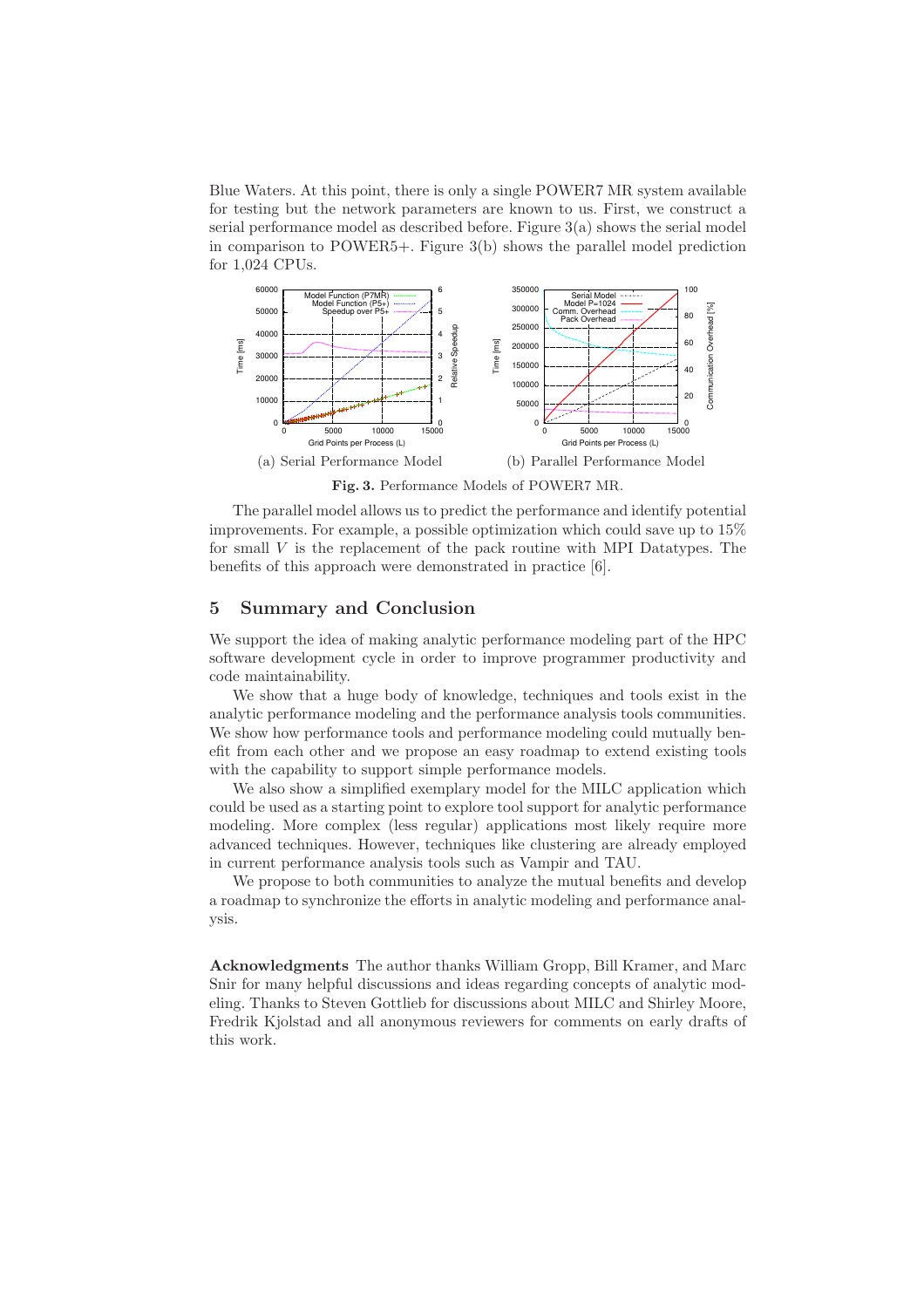Blue Waters. At this point, there is only a single POWER7 MR system available for testing but the network parameters are known to us. First, we construct a serial performance model as described before. Figure 3(a) shows the serial model in comparison to POWER5+. Figure 3(b) shows the parallel model prediction for 1,024 CPUs.

(a) Serial Performance Model

(b) Parallel Performance Model

**Fig. 3.** Performance Models of POWER7 MR.

The parallel model allows us to predict the performance and identify potential improvements. For example, a possible optimization which could save up to 15% for small $V$ is the replacement of the pack routine with MPI Datatypes. The benefits of this approach were demonstrated in practice [6].

## 5 Summary and Conclusion

We support the idea of making analytic performance modeling part of the HPC software development cycle in order to improve programmer productivity and code maintainability.

We show that a huge body of knowledge, techniques and tools exist in the analytic performance modeling and the performance analysis tools communities. We show how performance tools and performance modeling could mutually benefit from each other and we propose an easy roadmap to extend existing tools with the capability to support simple performance models.

We also show a simplified exemplary model for the MILC application which could be used as a starting point to explore tool support for analytic performance modeling. More complex (less regular) applications most likely require more advanced techniques. However, techniques like clustering are already employed in current performance analysis tools such as Vampir and TAU.

We propose to both communities to analyze the mutual benefits and develop a roadmap to synchronize the efforts in analytic modeling and performance analysis.

**Acknowledgments** The author thanks William Gropp, Bill Kramer, and Marc Snir for many helpful discussions and ideas regarding concepts of analytic modeling. Thanks to Steven Gottlieb for discussions about MILC and Shirley Moore, Fredrik Kjolstad and all anonymous reviewers for comments on early drafts of this work.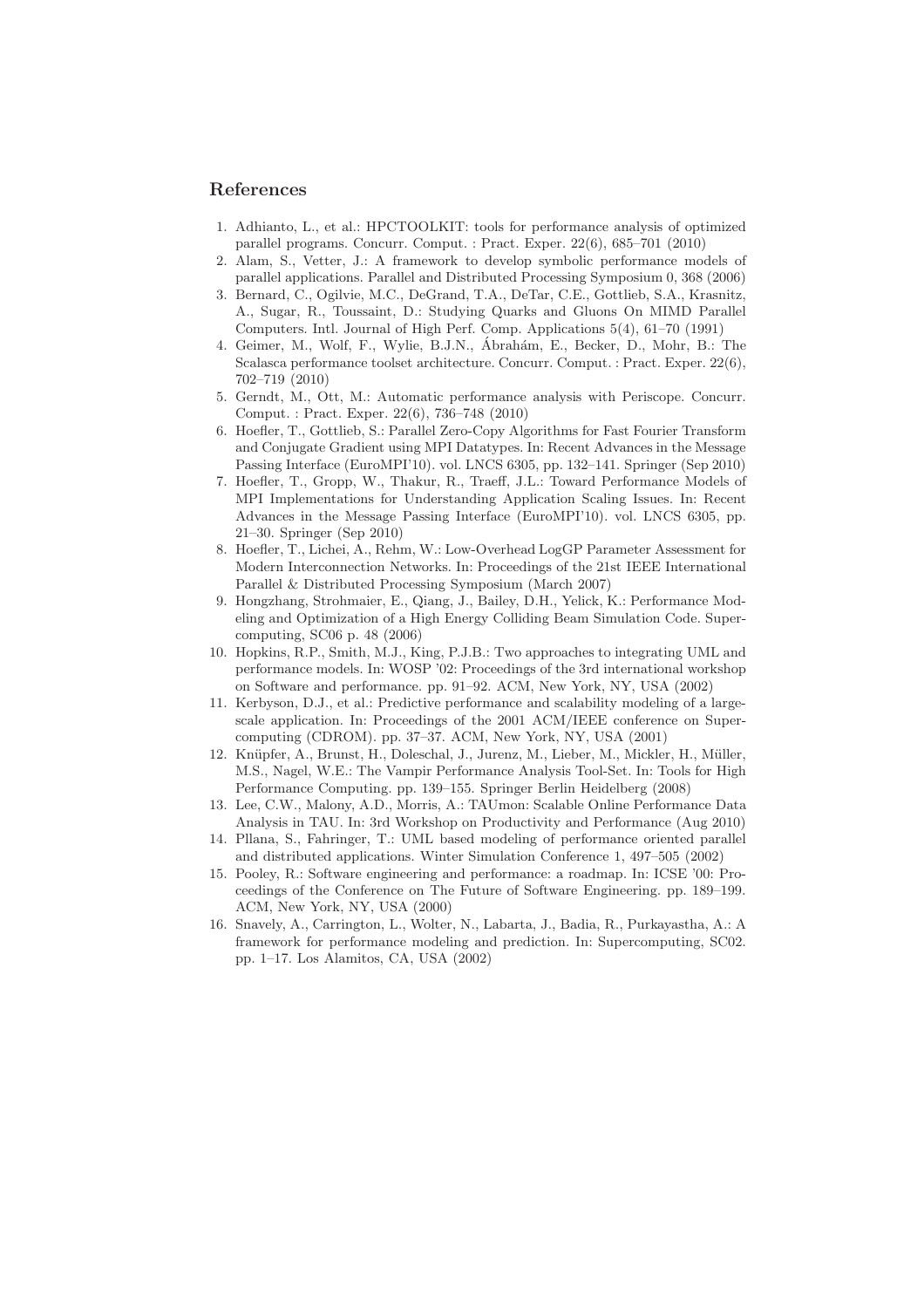## References

1. Adhianto, L., et al.: HPCTOOLKIT: tools for performance analysis of optimized parallel programs. Concurr. Comput. : Pract. Exper. 22(6), 685–701 (2010)
2. Alam, S., Vetter, J.: A framework to develop symbolic performance models of parallel applications. Parallel and Distributed Processing Symposium 0, 368 (2006)
3. Bernard, C., Ogilvie, M.C., DeGrand, T.A., DeTar, C.E., Gottlieb, S.A., Krasnitz, A., Sugar, R., Toussaint, D.: Studying Quarks and Gluons On MIMD Parallel Computers. Intl. Journal of High Perf. Comp. Applications 5(4), 61–70 (1991)
4. Geimer, M., Wolf, F., Wylie, B.J.N., Ábrahám, E., Becker, D., Mohr, B.: The Scalasca performance toolset architecture. Concurr. Comput. : Pract. Exper. 22(6), 702–719 (2010)
5. Gerndt, M., Ott, M.: Automatic performance analysis with Periscope. Concurr. Comput. : Pract. Exper. 22(6), 736–748 (2010)
6. Hoefler, T., Gottlieb, S.: Parallel Zero-Copy Algorithms for Fast Fourier Transform and Conjugate Gradient using MPI Datatypes. In: Recent Advances in the Message Passing Interface (EuroMPI'10). vol. LNCS 6305, pp. 132–141. Springer (Sep 2010)
7. Hoefler, T., Gropp, W., Thakur, R., Traeff, J.L.: Toward Performance Models of MPI Implementations for Understanding Application Scaling Issues. In: Recent Advances in the Message Passing Interface (EuroMPI'10). vol. LNCS 6305, pp. 21–30. Springer (Sep 2010)
8. Hoefler, T., Lichei, A., Rehm, W.: Low-Overhead LogGP Parameter Assessment for Modern Interconnection Networks. In: Proceedings of the 21st IEEE International Parallel & Distributed Processing Symposium (March 2007)
9. Hongzhang, Strohmaier, E., Qiang, J., Bailey, D.H., Yelick, K.: Performance Modeling and Optimization of a High Energy Colliding Beam Simulation Code. Supercomputing, SC06 p. 48 (2006)
10. Hopkins, R.P., Smith, M.J., King, P.J.B.: Two approaches to integrating UML and performance models. In: WOSP '02: Proceedings of the 3rd international workshop on Software and performance. pp. 91–92. ACM, New York, NY, USA (2002)
11. Kerbyson, D.J., et al.: Predictive performance and scalability modeling of a large-scale application. In: Proceedings of the 2001 ACM/IEEE conference on Supercomputing (CDROM). pp. 37–37. ACM, New York, NY, USA (2001)
12. Knüpfer, A., Brunst, H., Doleschal, J., Jurenz, M., Lieber, M., Mickler, H., Müller, M.S., Nagel, W.E.: The Vampir Performance Analysis Tool-Set. In: Tools for High Performance Computing. pp. 139–155. Springer Berlin Heidelberg (2008)
13. Lee, C.W., Malony, A.D., Morris, A.: TAUmon: Scalable Online Performance Data Analysis in TAU. In: 3rd Workshop on Productivity and Performance (Aug 2010)
14. Pllana, S., Fahringer, T.: UML based modeling of performance oriented parallel and distributed applications. Winter Simulation Conference 1, 497–505 (2002)
15. Pooley, R.: Software engineering and performance: a roadmap. In: ICSE '00: Proceedings of the Conference on The Future of Software Engineering. pp. 189–199. ACM, New York, NY, USA (2000)
16. Snavely, A., Carrington, L., Wolter, N., Labarta, J., Badia, R., Purkayastha, A.: A framework for performance modeling and prediction. In: Supercomputing, SC02. pp. 1–17. Los Alamitos, CA, USA (2002)